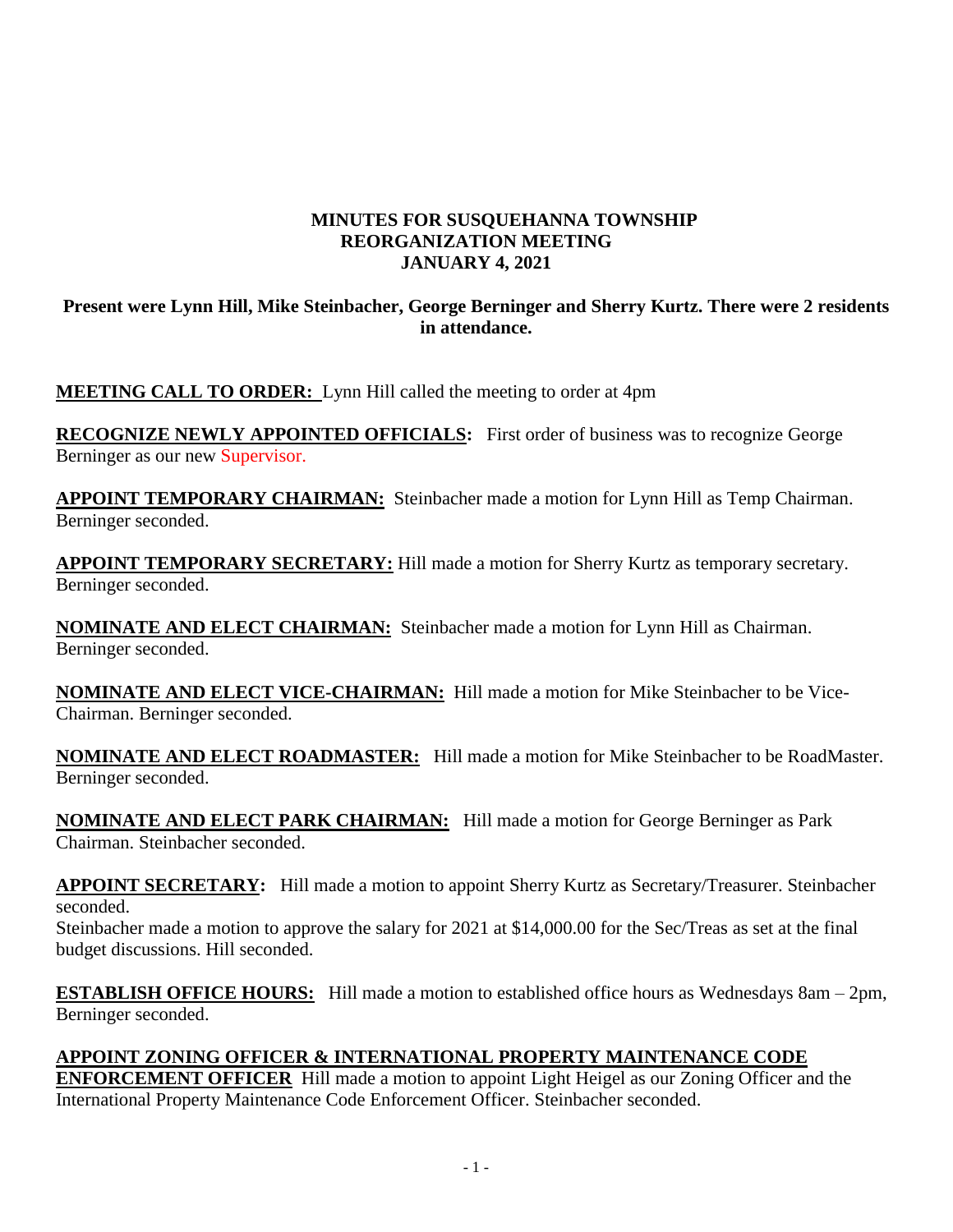# MINUTES FOR SUSQUEHANNA TOWNSHIP REORGANIZATION MEETING JANUARY 4, 2021

**Present were Lynn Hill, Mike Steinbacher, George Berninger and Sherry Kurtz. There were 2 residents in attendance.**

**MEETING CALL TO ORDER:** Lynn Hill called the meeting to order at 4pm

**RECOGNIZE NEWLY APPOINTED OFFICIALS:** First order of business was to recognize George Berninger as our new Supervisor.

**APPOINT TEMPORARY CHAIRMAN:** Steinbacher made a motion for Lynn Hill as Temp Chairman. Berninger seconded.

**APPOINT TEMPORARY SECRETARY:** Hill made a motion for Sherry Kurtz as temporary secretary. Berninger seconded.

**NOMINATE AND ELECT CHAIRMAN:** Steinbacher made a motion for Lynn Hill as Chairman. Berninger seconded.

**NOMINATE AND ELECT VICE-CHAIRMAN:** Hill made a motion for Mike Steinbacher to be Vice-Chairman. Berninger seconded.

**NOMINATE AND ELECT ROADMASTER:** Hill made a motion for Mike Steinbacher to be RoadMaster. Berninger seconded.

**NOMINATE AND ELECT PARK CHAIRMAN:** Hill made a motion for George Berninger as Park Chairman. Steinbacher seconded.

**APPOINT SECRETARY:** Hill made a motion to appoint Sherry Kurtz as Secretary/Treasurer. Steinbacher seconded.

Steinbacher made a motion to approve the salary for 2021 at $14,000.00 for the Sec/Treas as set at the final budget discussions. Hill seconded.

**ESTABLISH OFFICE HOURS:** Hill made a motion to established office hours as Wednesdays 8am – 2pm, Berninger seconded.

**APPOINT ZONING OFFICER & INTERNATIONAL PROPERTY MAINTENANCE CODE ENFORCEMENT OFFICER** Hill made a motion to appoint Light Heigel as our Zoning Officer and the International Property Maintenance Code Enforcement Officer. Steinbacher seconded.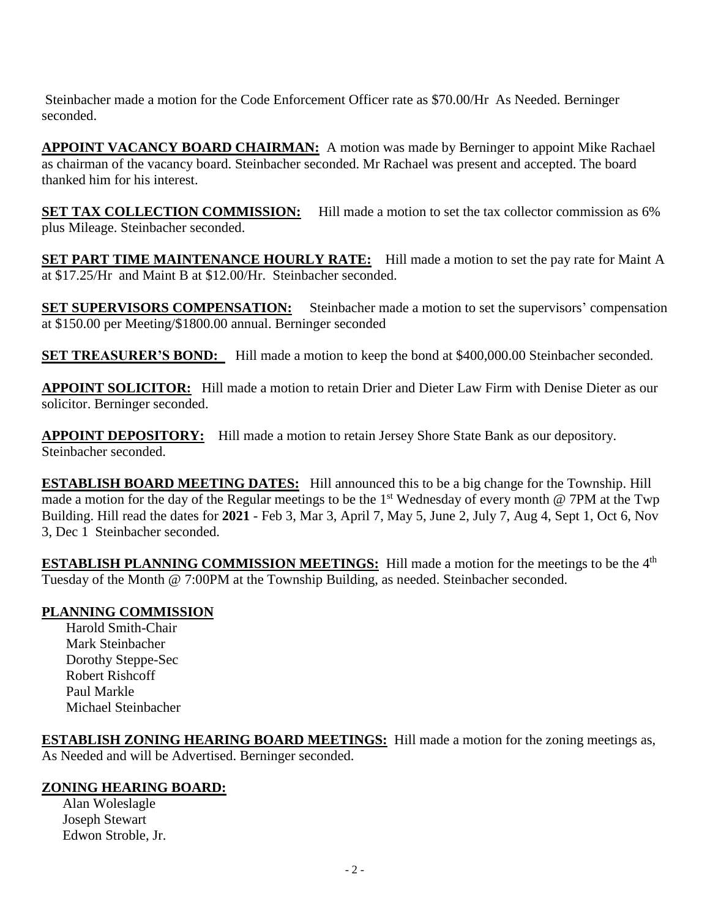Steinbacher made a motion for the Code Enforcement Officer rate as $70.00/Hr As Needed. Berninger seconded.

**APPOINT VACANCY BOARD CHAIRMAN:** A motion was made by Berninger to appoint Mike Rachael as chairman of the vacancy board. Steinbacher seconded. Mr Rachael was present and accepted. The board thanked him for his interest.

**SET TAX COLLECTION COMMISSION:** Hill made a motion to set the tax collector commission as 6% plus Mileage. Steinbacher seconded.

**SET PART TIME MAINTENANCE HOURLY RATE:** Hill made a motion to set the pay rate for Maint A at $17.25/Hr and Maint B at $12.00/Hr. Steinbacher seconded.

**SET SUPERVISORS COMPENSATION:** Steinbacher made a motion to set the supervisors' compensation at $150.00 per Meeting/$1800.00 annual. Berninger seconded

**SET TREASURER'S BOND:** Hill made a motion to keep the bond at $400,000.00 Steinbacher seconded.

**APPOINT SOLICITOR:** Hill made a motion to retain Drier and Dieter Law Firm with Denise Dieter as our solicitor. Berninger seconded.

**APPOINT DEPOSITORY:** Hill made a motion to retain Jersey Shore State Bank as our depository. Steinbacher seconded.

**ESTABLISH BOARD MEETING DATES:** Hill announced this to be a big change for the Township. Hill made a motion for the day of the Regular meetings to be the 1st Wednesday of every month @ 7PM at the Twp Building. Hill read the dates for **2021** - Feb 3, Mar 3, April 7, May 5, June 2, July 7, Aug 4, Sept 1, Oct 6, Nov 3, Dec 1 Steinbacher seconded.

**ESTABLISH PLANNING COMMISSION MEETINGS:** Hill made a motion for the meetings to be the 4th Tuesday of the Month @ 7:00PM at the Township Building, as needed. Steinbacher seconded.

**PLANNING COMMISSION**

Harold Smith-Chair
Mark Steinbacher
Dorothy Steppe-Sec
Robert Rishcoff
Paul Markle
Michael Steinbacher

**ESTABLISH ZONING HEARING BOARD MEETINGS:** Hill made a motion for the zoning meetings as, As Needed and will be Advertised. Berninger seconded.

**ZONING HEARING BOARD:**

Alan Woleslagle
Joseph Stewart
Edwon Stroble, Jr.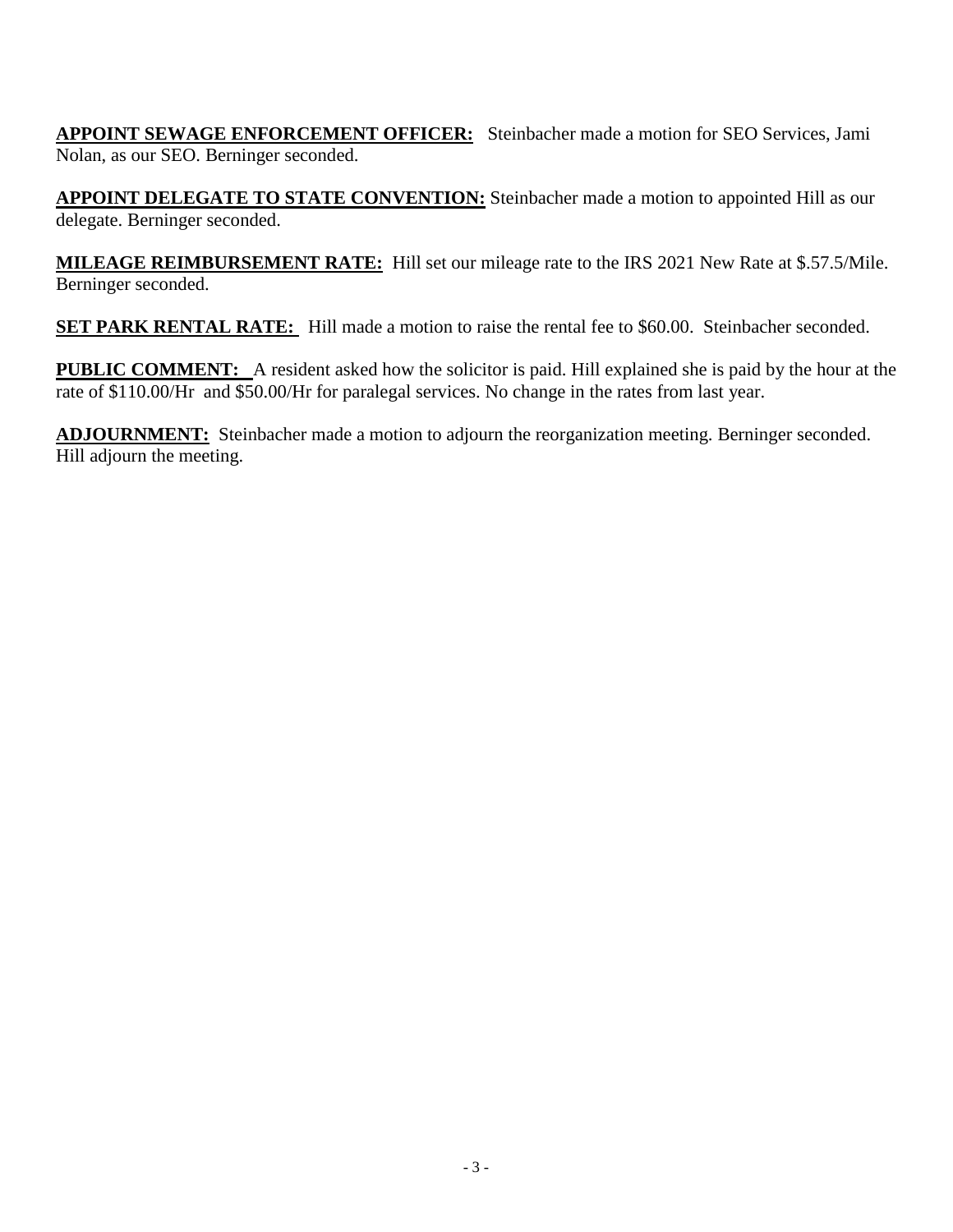**APPOINT SEWAGE ENFORCEMENT OFFICER:** Steinbacher made a motion for SEO Services, Jami Nolan, as our SEO. Berninger seconded.

**APPOINT DELEGATE TO STATE CONVENTION:** Steinbacher made a motion to appointed Hill as our delegate. Berninger seconded.

**MILEAGE REIMBURSEMENT RATE:** Hill set our mileage rate to the IRS 2021 New Rate at $.57.5/Mile. Berninger seconded.

**SET PARK RENTAL RATE:** Hill made a motion to raise the rental fee to $60.00. Steinbacher seconded.

**PUBLIC COMMENT:** A resident asked how the solicitor is paid. Hill explained she is paid by the hour at the rate of $110.00/Hr and $50.00/Hr for paralegal services. No change in the rates from last year.

**ADJOURNMENT:** Steinbacher made a motion to adjourn the reorganization meeting. Berninger seconded. Hill adjourn the meeting.